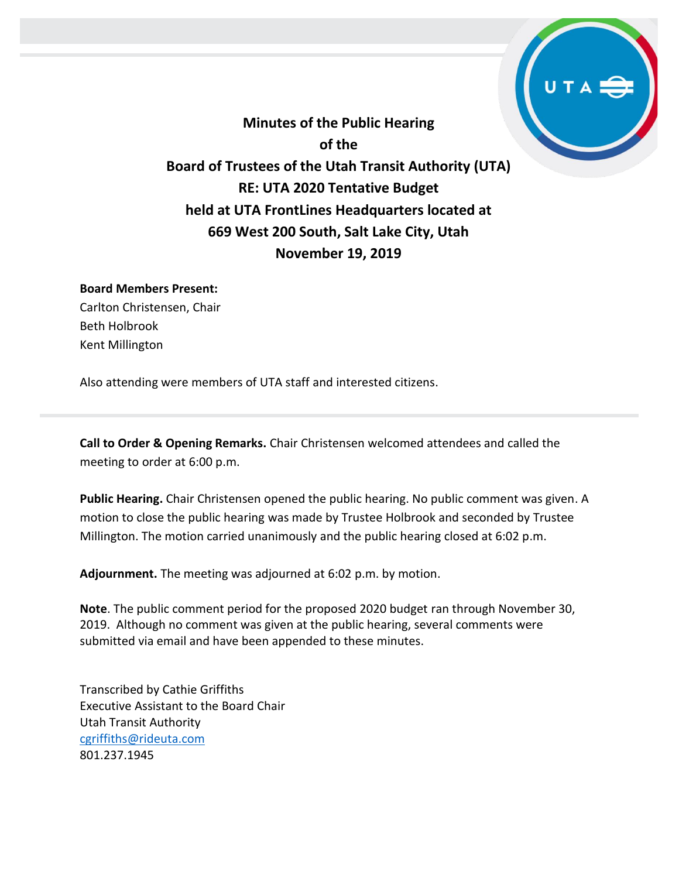# Minutes of the Public Hearing of the Board of Trustees of the Utah Transit Authority (UTA) RE: UTA 2020 Tentative Budget held at UTA FrontLines Headquarters located at 669 West 200 South, Salt Lake City, Utah November 19, 2019

**Board Members Present:**
Carlton Christensen, Chair
Beth Holbrook
Kent Millington

Also attending were members of UTA staff and interested citizens.

---

**Call to Order & Opening Remarks.** Chair Christensen welcomed attendees and called the meeting to order at 6:00 p.m.

**Public Hearing.** Chair Christensen opened the public hearing. No public comment was given. A motion to close the public hearing was made by Trustee Holbrook and seconded by Trustee Millington. The motion carried unanimously and the public hearing closed at 6:02 p.m.

**Adjournment.** The meeting was adjourned at 6:02 p.m. by motion.

**Note**. The public comment period for the proposed 2020 budget ran through November 30, 2019. Although no comment was given at the public hearing, several comments were submitted via email and have been appended to these minutes.

Transcribed by Cathie Griffiths
Executive Assistant to the Board Chair
Utah Transit Authority
cgriffiths@rideuta.com
801.237.1945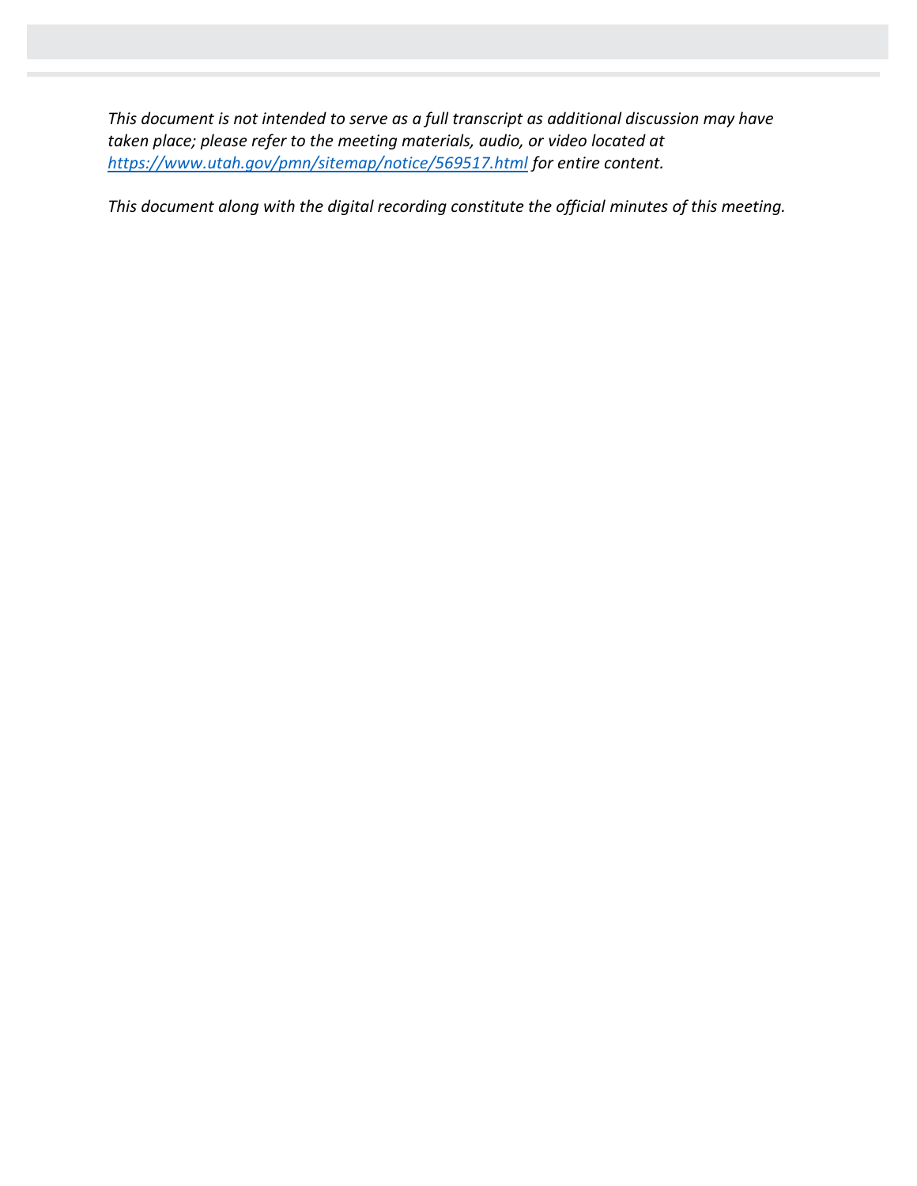*This document is not intended to serve as a full transcript as additional discussion may have taken place; please refer to the meeting materials, audio, or video located at [https://www.utah.gov/pmn/sitemap/notice/569517.html](https://www.utah.gov/pmn/sitemap/notice/569517.html) for entire content.*

*This document along with the digital recording constitute the official minutes of this meeting.*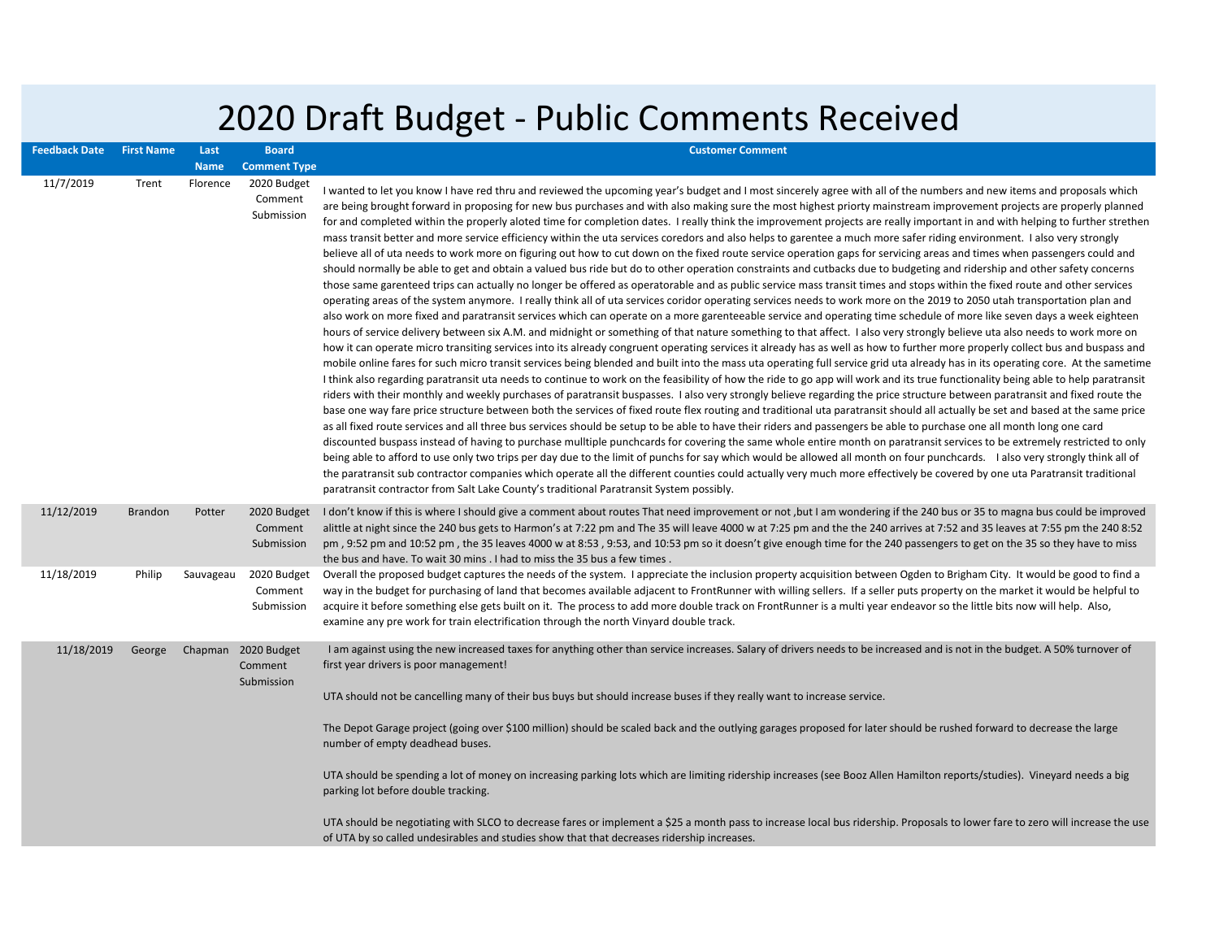# 2020 Draft Budget - Public Comments Received

| Feedback Date | First Name | Last Name | Board Comment Type | Customer Comment |
|---|---|---|---|---|
| 11/7/2019 | Trent | Florence | 2020 Budget Comment Submission | I wanted to let you know I have red thru and reviewed the upcoming year's budget and I most sincerely agree with all of the numbers and new items and proposals which are being brought forward in proposing for new bus purchases and with also making sure the most highest priorty mainstream improvement projects are properly planned for and completed within the properly aloted time for completion dates. I really think the improvement projects are really important in and with helping to further strethen mass transit better and more service efficiency within the uta services coredors and also helps to garentee a much more safer riding environment. I also very strongly believe all of uta needs to work more on figuring out how to cut down on the fixed route service operation gaps for servicing areas and times when passengers could and should normally be able to get and obtain a valued bus ride but do to other operation constraints and cutbacks due to budgeting and ridership and other safety concerns those same garenteed trips can actually no longer be offered as operatorable and as public service mass transit times and stops within the fixed route and other services operating areas of the system anymore. I really think all of uta services coridor operating services needs to work more on the 2019 to 2050 utah transportation plan and also work on more fixed and paratransit services which can operate on a more garenteeable service and operating time schedule of more like seven days a week eighteen hours of service delivery between six A.M. and midnight or something of that nature something to that affect. I also very strongly believe uta also needs to work more on how it can operate micro transiting services into its already congruent operating services it already has as well as how to further more properly collect bus and buspass and mobile online fares for such micro transit services being blended and built into the mass uta operating full service grid uta already has in its operating core. At the sametime I think also regarding paratransit uta needs to continue to work on the feasibility of how the ride to go app will work and its true functionality being able to help paratransit riders with their monthly and weekly purchases of paratransit buspasses. I also very strongly believe regarding the price structure between paratransit and fixed route the base one way fare price structure between both the services of fixed route flex routing and traditional uta paratransit should all actually be set and based at the same price as all fixed route services and all three bus services should be setup to be able to have their riders and passengers be able to purchase one all month long one card discounted buspass instead of having to purchase mulltiple punchcards for covering the same whole entire month on paratransit services to be extremely restricted to only being able to afford to use only two trips per day due to the limit of punchs for say which would be allowed all month on four punchcards. I also very strongly think all of the paratransit sub contractor companies which operate all the different counties could actually very much more effectively be covered by one uta Paratransit traditional paratransit contractor from Salt Lake County's traditional Paratransit System possibly. |
| 11/12/2019 | Brandon | Potter | 2020 Budget Comment Submission | I don't know if this is where I should give a comment about routes That need improvement or not ,but I am wondering if the 240 bus or 35 to magna bus could be improved alittle at night since the 240 bus gets to Harmon's at 7:22 pm and The 35 will leave 4000 w at 7:25 pm and the the 240 arrives at 7:52 and 35 leaves at 7:55 pm the 240 8:52 pm , 9:52 pm and 10:52 pm , the 35 leaves 4000 w at 8:53 , 9:53, and 10:53 pm so it doesn't give enough time for the 240 passengers to get on the 35 so they have to miss the bus and have. To wait 30 mins . I had to miss the 35 bus a few times . |
| 11/18/2019 | Philip | Sauvageau | 2020 Budget Comment Submission | Overall the proposed budget captures the needs of the system. I appreciate the inclusion property acquisition between Ogden to Brigham City. It would be good to find a way in the budget for purchasing of land that becomes available adjacent to FrontRunner with willing sellers. If a seller puts property on the market it would be helpful to acquire it before something else gets built on it. The process to add more double track on FrontRunner is a multi year endeavor so the little bits now will help. Also, examine any pre work for train electrification through the north Vinyard double track. |
| 11/18/2019 | George | Chapman | 2020 Budget Comment Submission | I am against using the new increased taxes for anything other than service increases. Salary of drivers needs to be increased and is not in the budget. A 50% turnover of first year drivers is poor management!<br><br>UTA should not be cancelling many of their bus buys but should increase buses if they really want to increase service.<br><br>The Depot Garage project (going over $100 million) should be scaled back and the outlying garages proposed for later should be rushed forward to decrease the large number of empty deadhead buses.<br><br>UTA should be spending a lot of money on increasing parking lots which are limiting ridership increases (see Booz Allen Hamilton reports/studies). Vineyard needs a big parking lot before double tracking.<br><br>UTA should be negotiating with SLCO to decrease fares or implement a $25 a month pass to increase local bus ridership. Proposals to lower fare to zero will increase the use of UTA by so called undesirables and studies show that that decreases ridership increases. |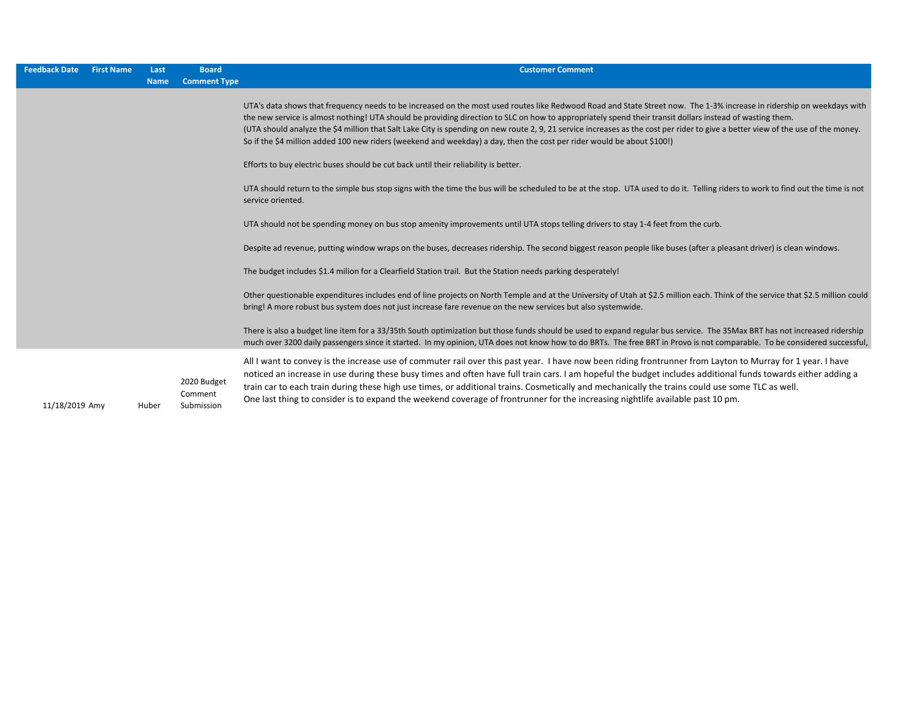| Feedback Date | First Name | Last Name | Board Comment Type | Customer Comment |
| --- | --- | --- | --- | --- |
| | | | | UTA's data shows that frequency needs to be increased on the most used routes like Redwood Road and State Street now. The 1-3% increase in ridership on weekdays with the new service is almost nothing! UTA should be providing direction to SLC on how to appropriately spend their transit dollars instead of wasting them.<br>(UTA should analyze the $4 million that Salt Lake City is spending on new route 2, 9, 21 service increases as the cost per rider to give a better view of the use of the money. So if the $4 million added 100 new riders (weekend and weekday) a day, then the cost per rider would be about $100!)<br><br>Efforts to buy electric buses should be cut back until their reliability is better.<br><br>UTA should return to the simple bus stop signs with the time the bus will be scheduled to be at the stop. UTA used to do it. Telling riders to work to find out the time is not service oriented.<br><br>UTA should not be spending money on bus stop amenity improvements until UTA stops telling drivers to stay 1-4 feet from the curb.<br><br>Despite ad revenue, putting window wraps on the buses, decreases ridership. The second biggest reason people like buses (after a pleasant driver) is clean windows.<br><br>The budget includes $1.4 milion for a Clearfield Station trail. But the Station needs parking desperately!<br><br>Other questionable expenditures includes end of line projects on North Temple and at the University of Utah at $2.5 million each. Think of the service that $2.5 million could bring! A more robust bus system does not just increase fare revenue on the new services but also systemwide.<br><br>There is also a budget line item for a 33/35th South optimization but those funds should be used to expand regular bus service. The 35Max BRT has not increased ridership much over 3200 daily passengers since it started. In my opinion, UTA does not know how to do BRTs. The free BRT in Provo is not comparable. To be considered successful, |
| 11/18/2019 | Amy | Huber | 2020 Budget Comment Submission | All I want to convey is the increase use of commuter rail over this past year. I have now been riding frontrunner from Layton to Murray for 1 year. I have noticed an increase in use during these busy times and often have full train cars. I am hopeful the budget includes additional funds towards either adding a train car to each train during these high use times, or additional trains. Cosmetically and mechanically the trains could use some TLC as well.<br>One last thing to consider is to expand the weekend coverage of frontrunner for the increasing nightlife available past 10 pm. |